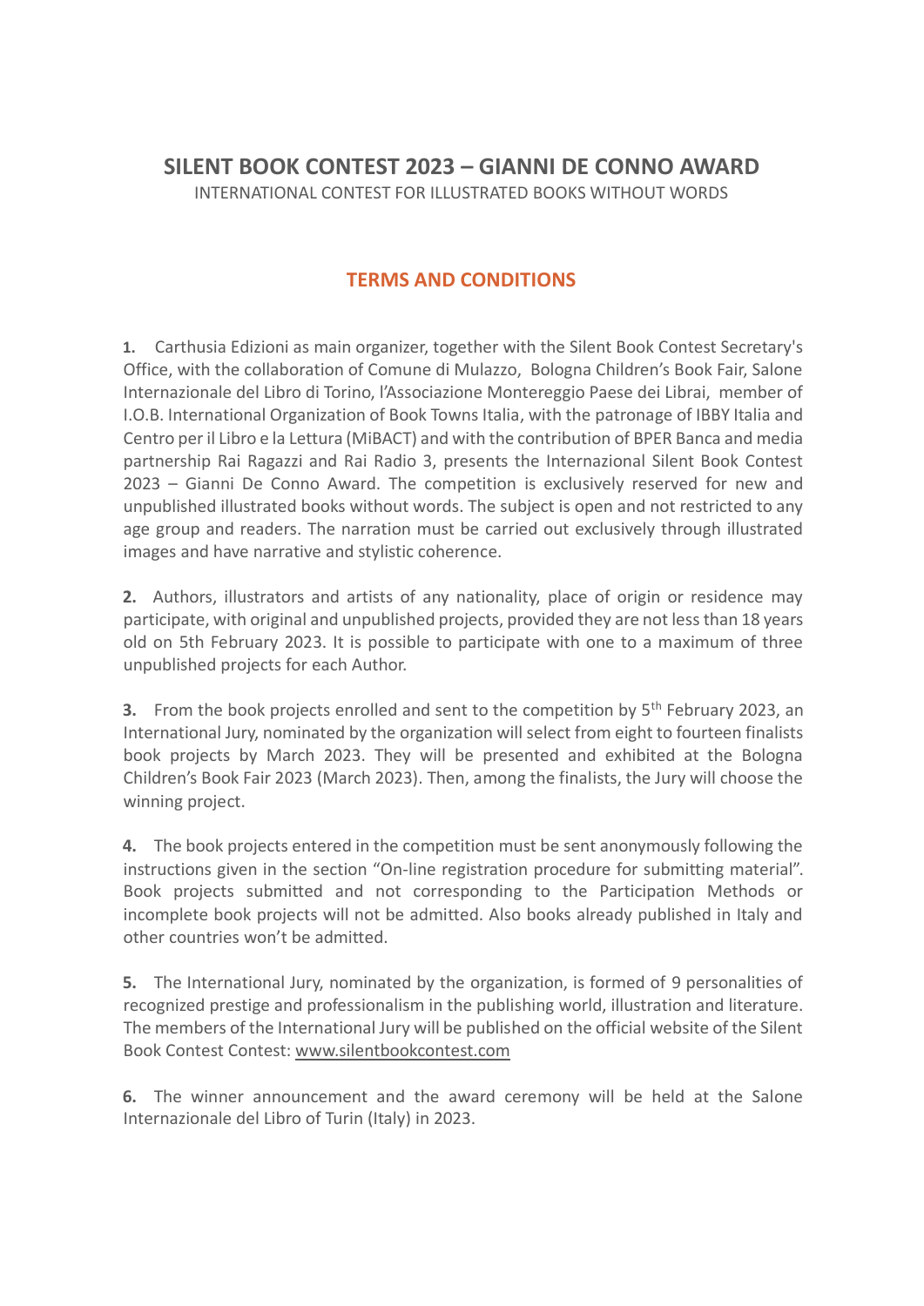# SILENT BOOK CONTEST 2023 – GIANNI DE CONNO AWARD

INTERNATIONAL CONTEST FOR ILLUSTRATED BOOKS WITHOUT WORDS

## TERMS AND CONDITIONS

**1.** Carthusia Edizioni as main organizer, together with the Silent Book Contest Secretary's Office, with the collaboration of Comune di Mulazzo, Bologna Children's Book Fair, Salone Internazionale del Libro di Torino, l'Associazione Montereggio Paese dei Librai, member of I.O.B. International Organization of Book Towns Italia, with the patronage of IBBY Italia and Centro per il Libro e la Lettura (MiBACT) and with the contribution of BPER Banca and media partnership Rai Ragazzi and Rai Radio 3, presents the Internazional Silent Book Contest 2023 – Gianni De Conno Award. The competition is exclusively reserved for new and unpublished illustrated books without words. The subject is open and not restricted to any age group and readers. The narration must be carried out exclusively through illustrated images and have narrative and stylistic coherence.

**2.** Authors, illustrators and artists of any nationality, place of origin or residence may participate, with original and unpublished projects, provided they are not less than 18 years old on 5th February 2023. It is possible to participate with one to a maximum of three unpublished projects for each Author.

**3.** From the book projects enrolled and sent to the competition by 5th February 2023, an International Jury, nominated by the organization will select from eight to fourteen finalists book projects by March 2023. They will be presented and exhibited at the Bologna Children's Book Fair 2023 (March 2023). Then, among the finalists, the Jury will choose the winning project.

**4.** The book projects entered in the competition must be sent anonymously following the instructions given in the section "On-line registration procedure for submitting material". Book projects submitted and not corresponding to the Participation Methods or incomplete book projects will not be admitted. Also books already published in Italy and other countries won't be admitted.

**5.** The International Jury, nominated by the organization, is formed of 9 personalities of recognized prestige and professionalism in the publishing world, illustration and literature. The members of the International Jury will be published on the official website of the Silent Book Contest Contest: www.silentbookcontest.com

**6.** The winner announcement and the award ceremony will be held at the Salone Internazionale del Libro of Turin (Italy) in 2023.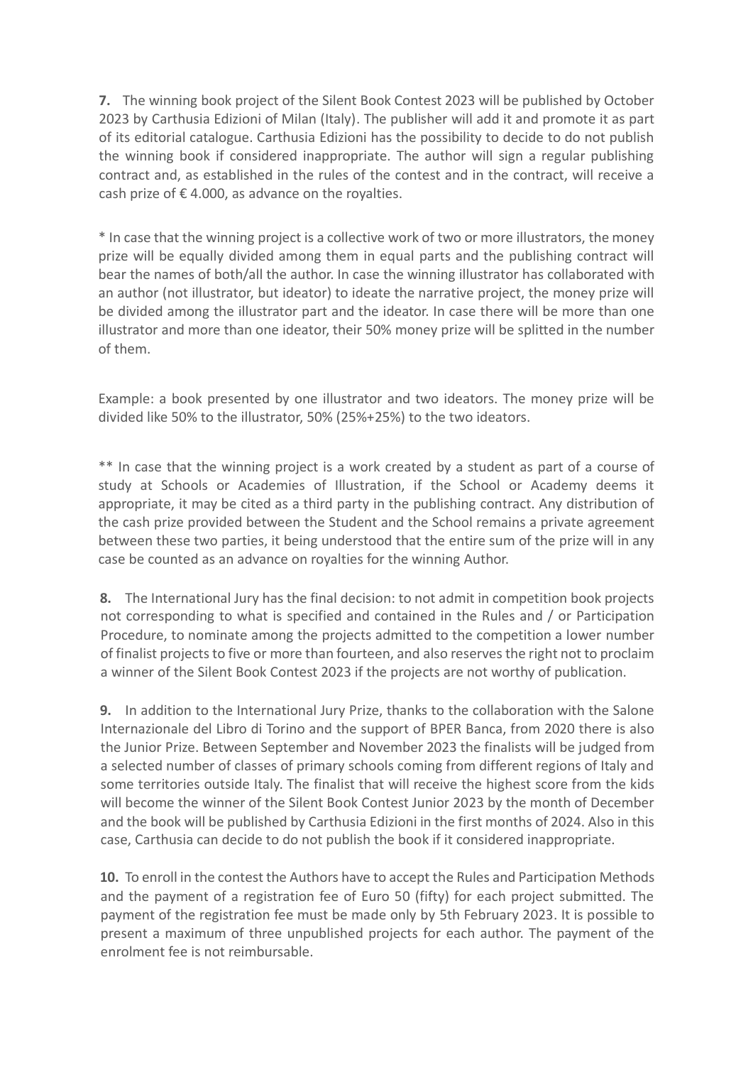**7.** The winning book project of the Silent Book Contest 2023 will be published by October 2023 by Carthusia Edizioni of Milan (Italy). The publisher will add it and promote it as part of its editorial catalogue. Carthusia Edizioni has the possibility to decide to do not publish the winning book if considered inappropriate. The author will sign a regular publishing contract and, as established in the rules of the contest and in the contract, will receive a cash prize of € 4.000, as advance on the royalties.

* In case that the winning project is a collective work of two or more illustrators, the money prize will be equally divided among them in equal parts and the publishing contract will bear the names of both/all the author. In case the winning illustrator has collaborated with an author (not illustrator, but ideator) to ideate the narrative project, the money prize will be divided among the illustrator part and the ideator. In case there will be more than one illustrator and more than one ideator, their 50% money prize will be splitted in the number of them.

Example: a book presented by one illustrator and two ideators. The money prize will be divided like 50% to the illustrator, 50% (25%+25%) to the two ideators.

** In case that the winning project is a work created by a student as part of a course of study at Schools or Academies of Illustration, if the School or Academy deems it appropriate, it may be cited as a third party in the publishing contract. Any distribution of the cash prize provided between the Student and the School remains a private agreement between these two parties, it being understood that the entire sum of the prize will in any case be counted as an advance on royalties for the winning Author.

**8.** The International Jury has the final decision: to not admit in competition book projects not corresponding to what is specified and contained in the Rules and / or Participation Procedure, to nominate among the projects admitted to the competition a lower number of finalist projects to five or more than fourteen, and also reserves the right not to proclaim a winner of the Silent Book Contest 2023 if the projects are not worthy of publication.

**9.** In addition to the International Jury Prize, thanks to the collaboration with the Salone Internazionale del Libro di Torino and the support of BPER Banca, from 2020 there is also the Junior Prize. Between September and November 2023 the finalists will be judged from a selected number of classes of primary schools coming from different regions of Italy and some territories outside Italy. The finalist that will receive the highest score from the kids will become the winner of the Silent Book Contest Junior 2023 by the month of December and the book will be published by Carthusia Edizioni in the first months of 2024. Also in this case, Carthusia can decide to do not publish the book if it considered inappropriate.

**10.** To enroll in the contest the Authors have to accept the Rules and Participation Methods and the payment of a registration fee of Euro 50 (fifty) for each project submitted. The payment of the registration fee must be made only by 5th February 2023. It is possible to present a maximum of three unpublished projects for each author. The payment of the enrolment fee is not reimbursable.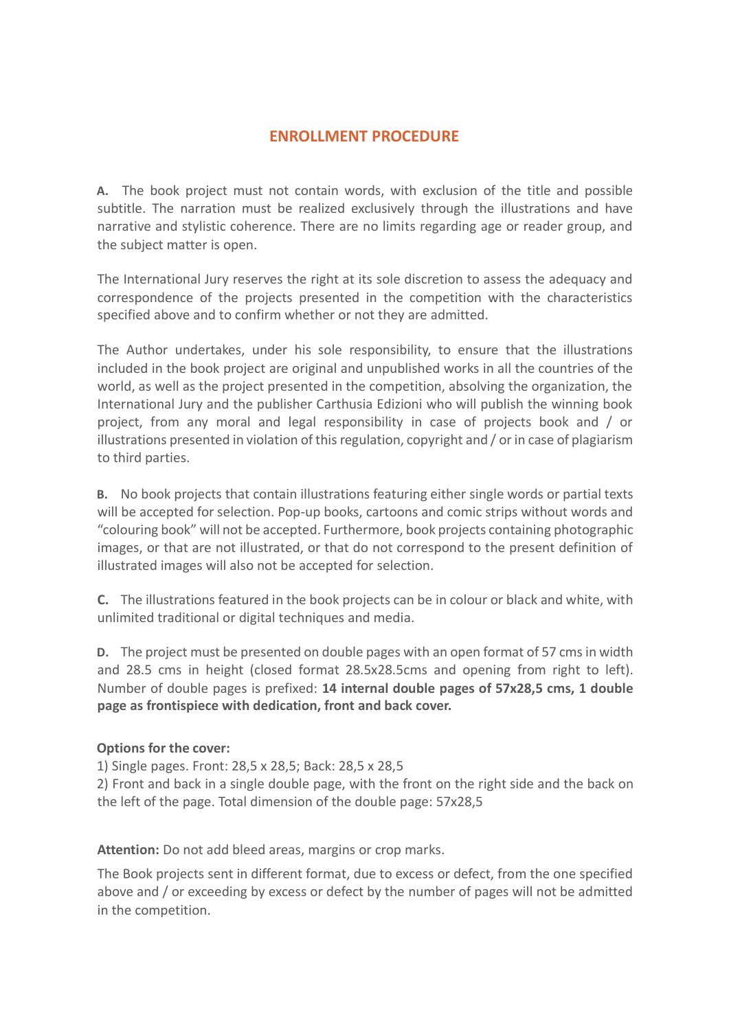## ENROLLMENT PROCEDURE

**A.** The book project must not contain words, with exclusion of the title and possible subtitle. The narration must be realized exclusively through the illustrations and have narrative and stylistic coherence. There are no limits regarding age or reader group, and the subject matter is open.

The International Jury reserves the right at its sole discretion to assess the adequacy and correspondence of the projects presented in the competition with the characteristics specified above and to confirm whether or not they are admitted.

The Author undertakes, under his sole responsibility, to ensure that the illustrations included in the book project are original and unpublished works in all the countries of the world, as well as the project presented in the competition, absolving the organization, the International Jury and the publisher Carthusia Edizioni who will publish the winning book project, from any moral and legal responsibility in case of projects book and / or illustrations presented in violation of this regulation, copyright and / or in case of plagiarism to third parties.

**B.** No book projects that contain illustrations featuring either single words or partial texts will be accepted for selection. Pop-up books, cartoons and comic strips without words and "colouring book" will not be accepted. Furthermore, book projects containing photographic images, or that are not illustrated, or that do not correspond to the present definition of illustrated images will also not be accepted for selection.

**C.** The illustrations featured in the book projects can be in colour or black and white, with unlimited traditional or digital techniques and media.

**D.** The project must be presented on double pages with an open format of 57 cms in width and 28.5 cms in height (closed format 28.5x28.5cms and opening from right to left). Number of double pages is prefixed: **14 internal double pages of 57x28,5 cms, 1 double page as frontispiece with dedication, front and back cover.**

**Options for the cover:**

1) Single pages. Front: 28,5 x 28,5; Back: 28,5 x 28,5
2) Front and back in a single double page, with the front on the right side and the back on the left of the page. Total dimension of the double page: 57x28,5

**Attention:** Do not add bleed areas, margins or crop marks.

The Book projects sent in different format, due to excess or defect, from the one specified above and / or exceeding by excess or defect by the number of pages will not be admitted in the competition.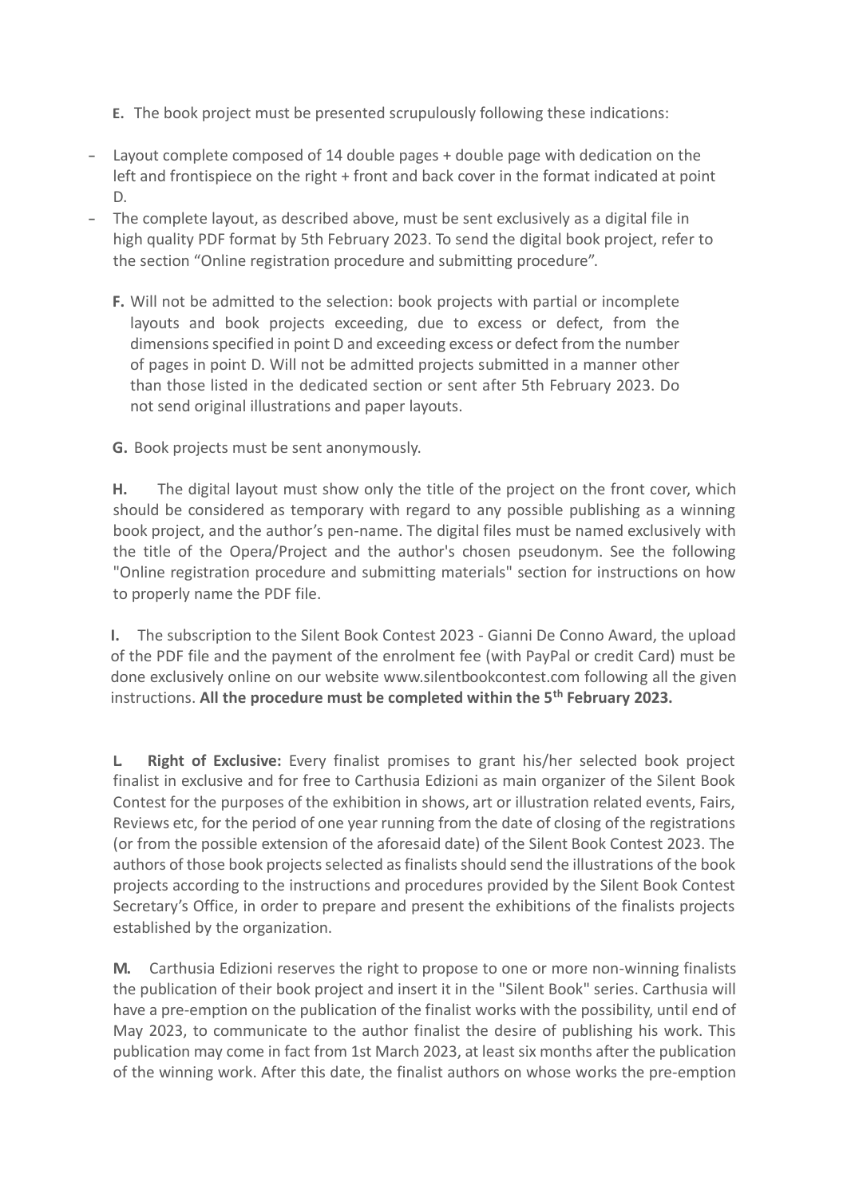**E.** The book project must be presented scrupulously following these indications:

- Layout complete composed of 14 double pages + double page with dedication on the left and frontispiece on the right + front and back cover in the format indicated at point D.
- The complete layout, as described above, must be sent exclusively as a digital file in high quality PDF format by 5th February 2023. To send the digital book project, refer to the section "Online registration procedure and submitting procedure".

**F.** Will not be admitted to the selection: book projects with partial or incomplete layouts and book projects exceeding, due to excess or defect, from the dimensions specified in point D and exceeding excess or defect from the number of pages in point D. Will not be admitted projects submitted in a manner other than those listed in the dedicated section or sent after 5th February 2023. Do not send original illustrations and paper layouts.

**G.** Book projects must be sent anonymously.

**H.** The digital layout must show only the title of the project on the front cover, which should be considered as temporary with regard to any possible publishing as a winning book project, and the author's pen-name. The digital files must be named exclusively with the title of the Opera/Project and the author's chosen pseudonym. See the following "Online registration procedure and submitting materials" section for instructions on how to properly name the PDF file.

**I.** The subscription to the Silent Book Contest 2023 - Gianni De Conno Award, the upload of the PDF file and the payment of the enrolment fee (with PayPal or credit Card) must be done exclusively online on our website www.silentbookcontest.com following all the given instructions. **All the procedure must be completed within the 5th February 2023.**

**L. Right of Exclusive:** Every finalist promises to grant his/her selected book project finalist in exclusive and for free to Carthusia Edizioni as main organizer of the Silent Book Contest for the purposes of the exhibition in shows, art or illustration related events, Fairs, Reviews etc, for the period of one year running from the date of closing of the registrations (or from the possible extension of the aforesaid date) of the Silent Book Contest 2023. The authors of those book projects selected as finalists should send the illustrations of the book projects according to the instructions and procedures provided by the Silent Book Contest Secretary's Office, in order to prepare and present the exhibitions of the finalists projects established by the organization.

**M.** Carthusia Edizioni reserves the right to propose to one or more non-winning finalists the publication of their book project and insert it in the "Silent Book" series. Carthusia will have a pre-emption on the publication of the finalist works with the possibility, until end of May 2023, to communicate to the author finalist the desire of publishing his work. This publication may come in fact from 1st March 2023, at least six months after the publication of the winning work. After this date, the finalist authors on whose works the pre-emption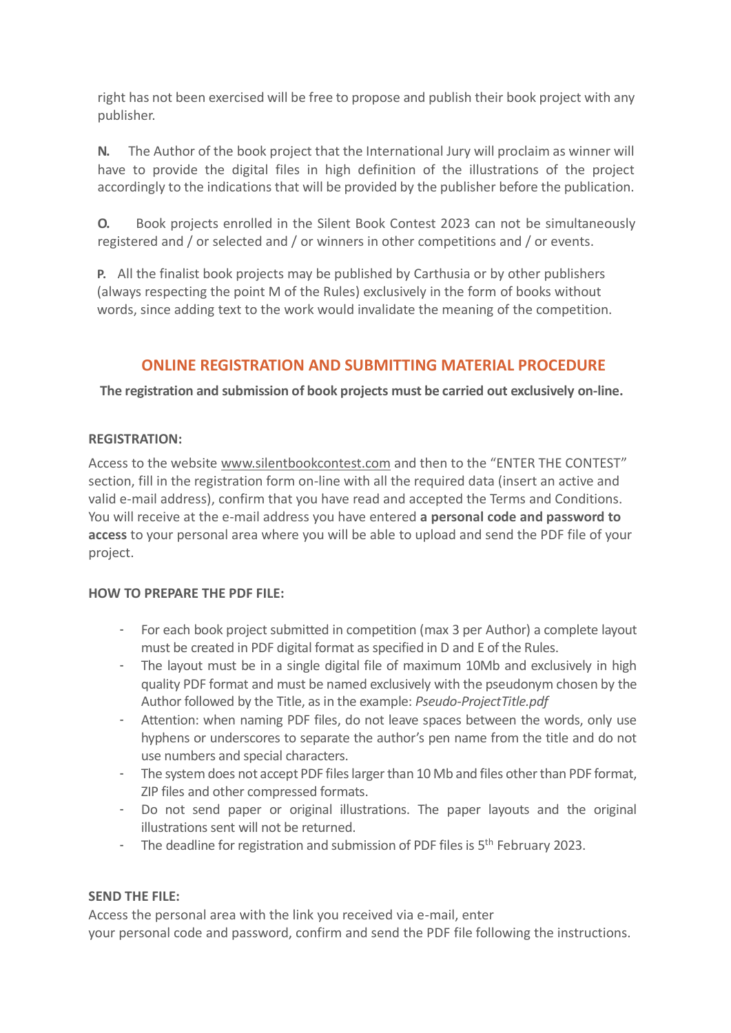right has not been exercised will be free to propose and publish their book project with any publisher.

**N.** The Author of the book project that the International Jury will proclaim as winner will have to provide the digital files in high definition of the illustrations of the project accordingly to the indications that will be provided by the publisher before the publication.

**O.** Book projects enrolled in the Silent Book Contest 2023 can not be simultaneously registered and / or selected and / or winners in other competitions and / or events.

**P.** All the finalist book projects may be published by Carthusia or by other publishers (always respecting the point M of the Rules) exclusively in the form of books without words, since adding text to the work would invalidate the meaning of the competition.

## ONLINE REGISTRATION AND SUBMITTING MATERIAL PROCEDURE

**The registration and submission of book projects must be carried out exclusively on-line.**

**REGISTRATION:**

Access to the website www.silentbookcontest.com and then to the “ENTER THE CONTEST” section, fill in the registration form on-line with all the required data (insert an active and valid e-mail address), confirm that you have read and accepted the Terms and Conditions. You will receive at the e-mail address you have entered **a personal code and password to access** to your personal area where you will be able to upload and send the PDF file of your project.

**HOW TO PREPARE THE PDF FILE:**

- For each book project submitted in competition (max 3 per Author) a complete layout must be created in PDF digital format as specified in D and E of the Rules.
- The layout must be in a single digital file of maximum 10Mb and exclusively in high quality PDF format and must be named exclusively with the pseudonym chosen by the Author followed by the Title, as in the example: *Pseudo-ProjectTitle.pdf*
- Attention: when naming PDF files, do not leave spaces between the words, only use hyphens or underscores to separate the author’s pen name from the title and do not use numbers and special characters.
- The system does not accept PDF files larger than 10 Mb and files other than PDF format, ZIP files and other compressed formats.
- Do not send paper or original illustrations. The paper layouts and the original illustrations sent will not be returned.
- The deadline for registration and submission of PDF files is 5th February 2023.

**SEND THE FILE:**

Access the personal area with the link you received via e-mail, enter your personal code and password, confirm and send the PDF file following the instructions.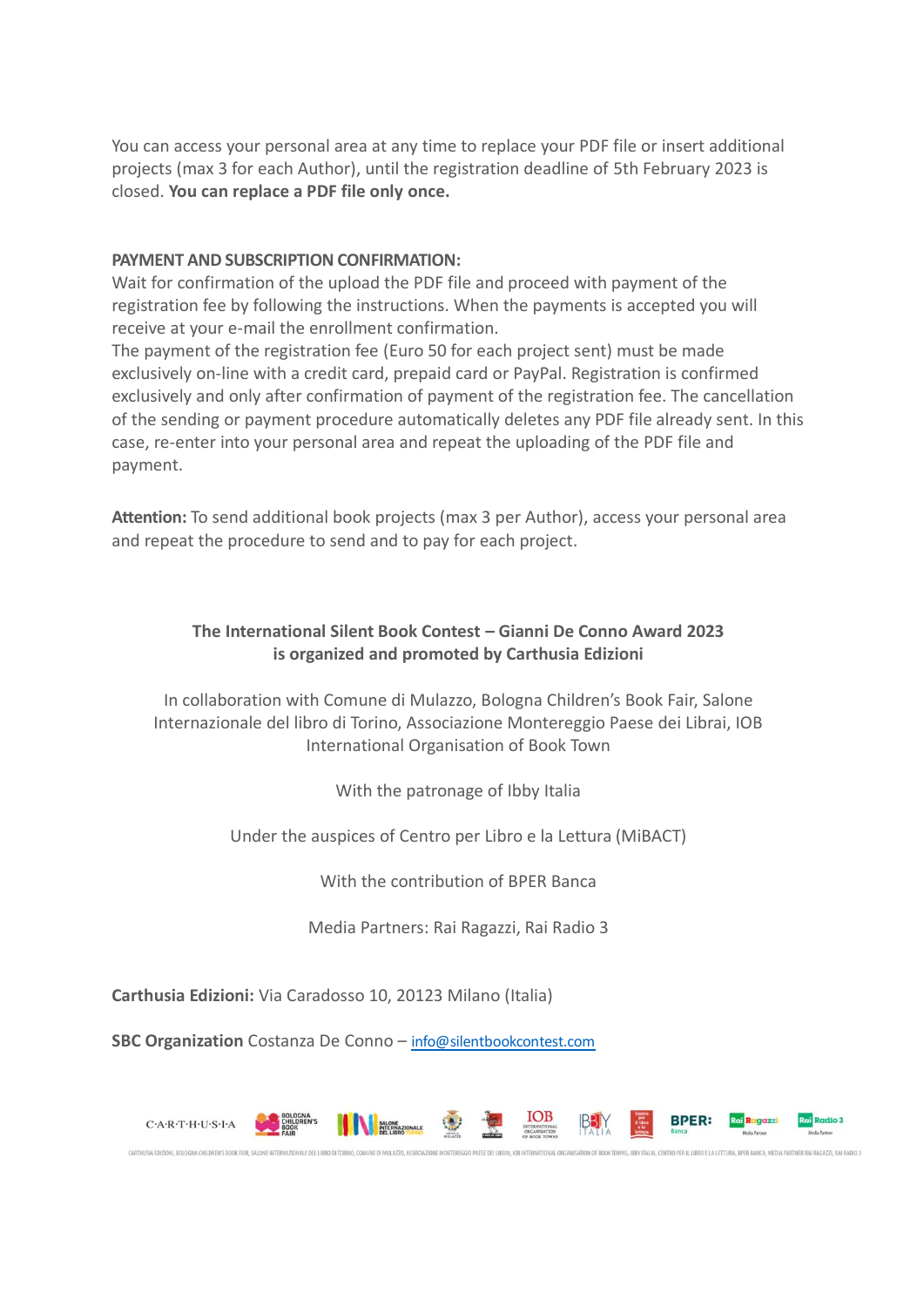You can access your personal area at any time to replace your PDF file or insert additional projects (max 3 for each Author), until the registration deadline of 5th February 2023 is closed. **You can replace a PDF file only once.**

**PAYMENT AND SUBSCRIPTION CONFIRMATION:**

Wait for confirmation of the upload the PDF file and proceed with payment of the registration fee by following the instructions. When the payments is accepted you will receive at your e-mail the enrollment confirmation.

The payment of the registration fee (Euro 50 for each project sent) must be made exclusively on-line with a credit card, prepaid card or PayPal. Registration is confirmed exclusively and only after confirmation of payment of the registration fee. The cancellation of the sending or payment procedure automatically deletes any PDF file already sent. In this case, re-enter into your personal area and repeat the uploading of the PDF file and payment.

**Attention:** To send additional book projects (max 3 per Author), access your personal area and repeat the procedure to send and to pay for each project.

**The International Silent Book Contest – Gianni De Conno Award 2023**
**is organized and promoted by Carthusia Edizioni**

In collaboration with Comune di Mulazzo, Bologna Children's Book Fair, Salone Internazionale del libro di Torino, Associazione Montereggio Paese dei Librai, IOB International Organisation of Book Town

With the patronage of Ibby Italia

Under the auspices of Centro per Libro e la Lettura (MiBACT)

With the contribution of BPER Banca

Media Partners: Rai Ragazzi, Rai Radio 3

**Carthusia Edizioni:** Via Caradosso 10, 20123 Milano (Italia)

**SBC Organization** Costanza De Conno – info@silentbookcontest.com

CARTHUSIA EDIZIONI, BOLOGNA CHILDREN'S BOOK FAIR, SALONE INTERNAZIONALE DEL LIBRO DI TORINO, COMUNE DI MULAZZO, ASSOCIAZIONE MONTEREGGIO PAESE DEI LIBRAI, IOB INTERNATIONAL ORGANISATION OF BOOK TOWNS, IBBY ITALIA, CENTRO PER IL LIBRO E LA LETTURA, BPER BANCA, MEDIA PARTNER RAI RAGAZZI, RAI RADIO 3